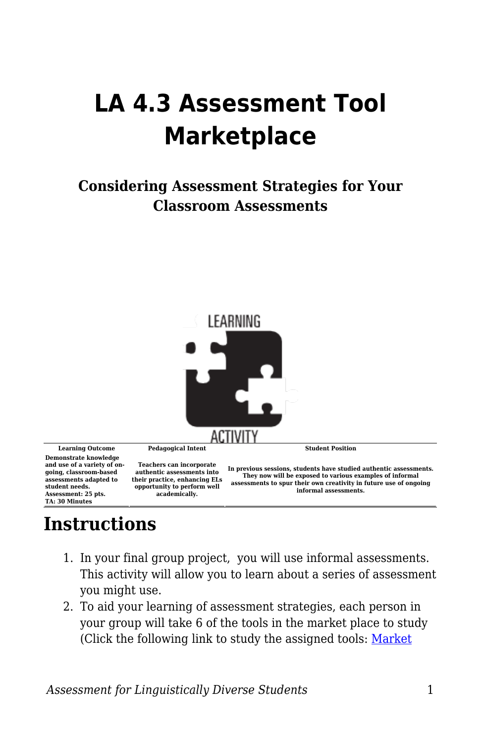# LA 4.3 Assessment Tool Marketplace

### Considering Assessment Strategies for Your Classroom Assessments

| Learning Outcome | Pedagogical Intent | Student Position |
|---|---|---|
| Demonstrate knowledge and use of a variety of on-going, classroom-based assessments adapted to student needs. Assessment: 25 pts. TA: 30 Minutes | Teachers can incorporate authentic assessments into their practice, enhancing ELs opportunity to perform well academically. | In previous sessions, students have studied authentic assessments. They now will be exposed to various examples of informal assessments to spur their own creativity in future use of ongoing informal assessments. |

## Instructions

1. In your final group project, you will use informal assessments. This activity will allow you to learn about a series of assessment you might use.
2. To aid your learning of assessment strategies, each person in your group will take 6 of the tools in the market place to study (Click the following link to study the assigned tools: [Market](#)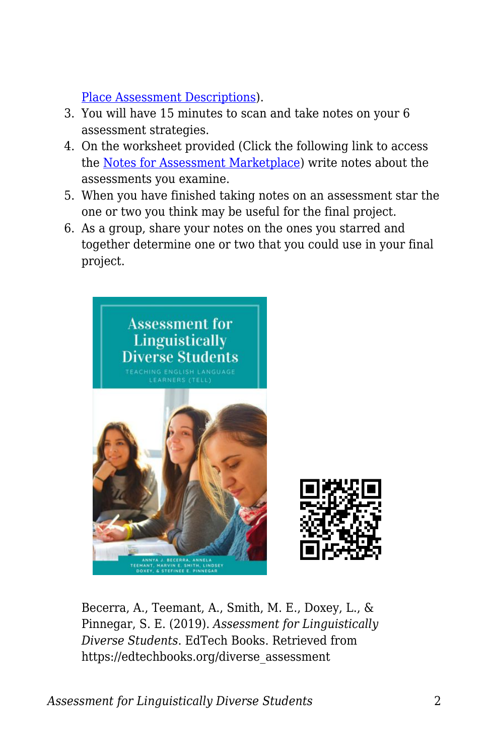[Place Assessment Descriptions](#)).

3. You will have 15 minutes to scan and take notes on your 6 assessment strategies.
4. On the worksheet provided (Click the following link to access the [Notes for Assessment Marketplace](#)) write notes about the assessments you examine.
5. When you have finished taking notes on an assessment star the one or two you think may be useful for the final project.
6. As a group, share your notes on the ones you starred and together determine one or two that you could use in your final project.

Becerra, A., Teemant, A., Smith, M. E., Doxey, L., & Pinnegar, S. E. (2019). *Assessment for Linguistically Diverse Students*. EdTech Books. Retrieved from https://edtechbooks.org/diverse_assessment